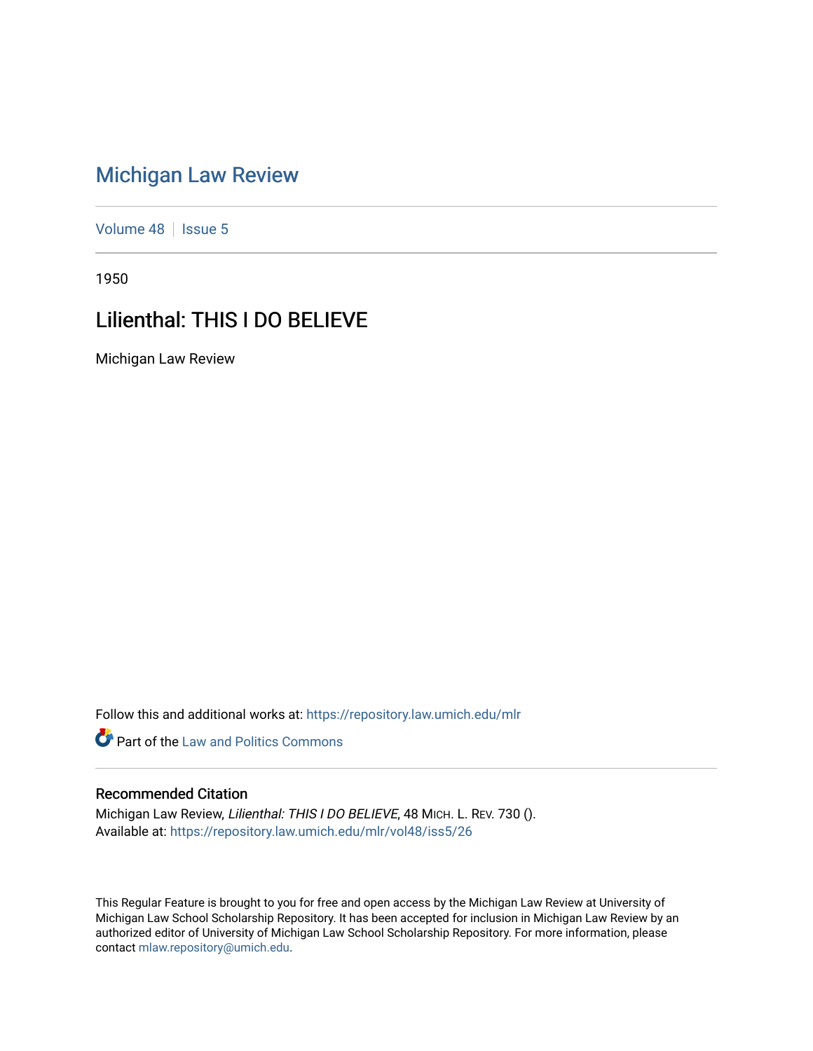# Michigan Law Review

Volume 48 | Issue 5

1950

## Lilienthal: THIS I DO BELIEVE

Michigan Law Review

Follow this and additional works at: https://repository.law.umich.edu/mlr

Part of the Law and Politics Commons

### Recommended Citation

Michigan Law Review, *Lilienthal: THIS I DO BELIEVE*, 48 MICH. L. REV. 730 ().
Available at: https://repository.law.umich.edu/mlr/vol48/iss5/26

This Regular Feature is brought to you for free and open access by the Michigan Law Review at University of Michigan Law School Scholarship Repository. It has been accepted for inclusion in Michigan Law Review by an authorized editor of University of Michigan Law School Scholarship Repository. For more information, please contact mlaw.repository@umich.edu.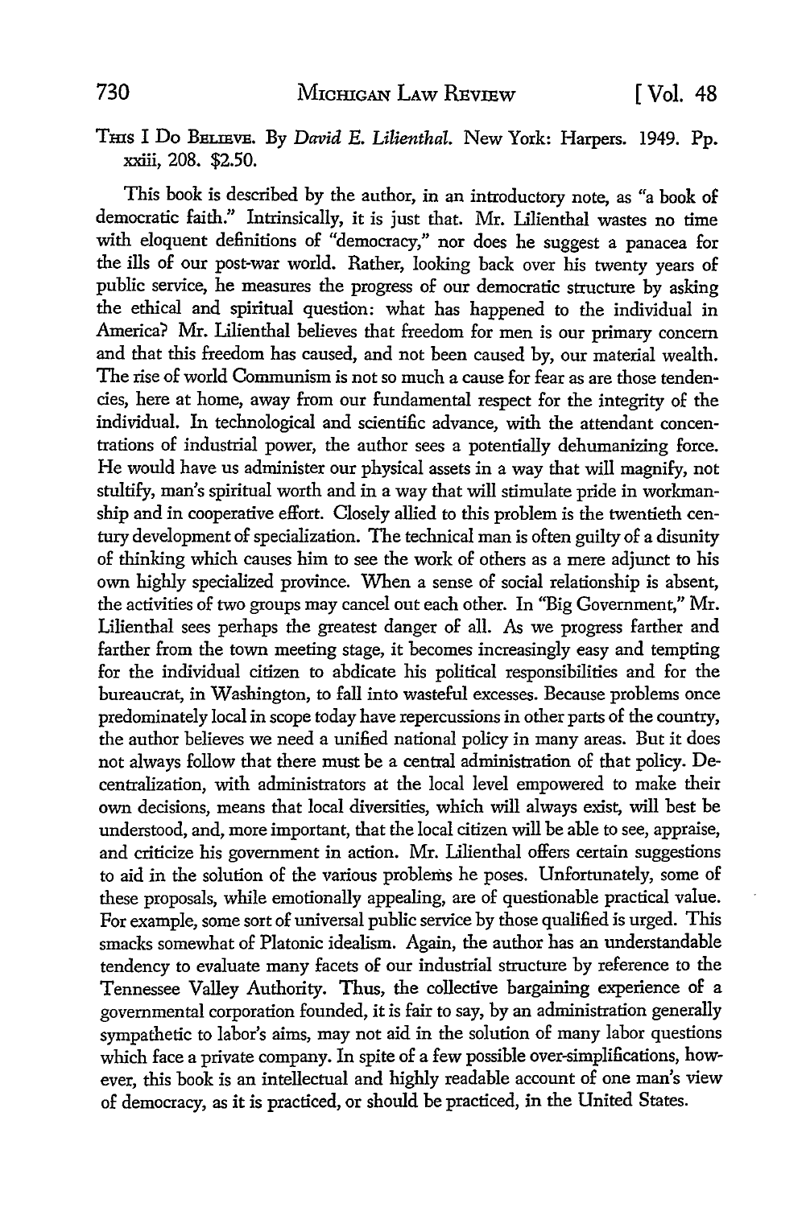THIS I DO BELIEVE. By *David E. Lilienthal.* New York: Harpers. 1949. Pp. xxiii, 208. $2.50.

This book is described by the author, in an introductory note, as "a book of democratic faith." Intrinsically, it is just that. Mr. Lilienthal wastes no time with eloquent definitions of "democracy," nor does he suggest a panacea for the ills of our post-war world. Rather, looking back over his twenty years of public service, he measures the progress of our democratic structure by asking the ethical and spiritual question: what has happened to the individual in America? Mr. Lilienthal believes that freedom for men is our primary concern and that this freedom has caused, and not been caused by, our material wealth. The rise of world Communism is not so much a cause for fear as are those tendencies, here at home, away from our fundamental respect for the integrity of the individual. In technological and scientific advance, with the attendant concentrations of industrial power, the author sees a potentially dehumanizing force. He would have us administer our physical assets in a way that will magnify, not stultify, man's spiritual worth and in a way that will stimulate pride in workmanship and in cooperative effort. Closely allied to this problem is the twentieth century development of specialization. The technical man is often guilty of a disunity of thinking which causes him to see the work of others as a mere adjunct to his own highly specialized province. When a sense of social relationship is absent, the activities of two groups may cancel out each other. In "Big Government," Mr. Lilienthal sees perhaps the greatest danger of all. As we progress farther and farther from the town meeting stage, it becomes increasingly easy and tempting for the individual citizen to abdicate his political responsibilities and for the bureaucrat, in Washington, to fall into wasteful excesses. Because problems once predominately local in scope today have repercussions in other parts of the country, the author believes we need a unified national policy in many areas. But it does not always follow that there must be a central administration of that policy. Decentralization, with administrators at the local level empowered to make their own decisions, means that local diversities, which will always exist, will best be understood, and, more important, that the local citizen will be able to see, appraise, and criticize his government in action. Mr. Lilienthal offers certain suggestions to aid in the solution of the various problems he poses. Unfortunately, some of these proposals, while emotionally appealing, are of questionable practical value. For example, some sort of universal public service by those qualified is urged. This smacks somewhat of Platonic idealism. Again, the author has an understandable tendency to evaluate many facets of our industrial structure by reference to the Tennessee Valley Authority. Thus, the collective bargaining experience of a governmental corporation founded, it is fair to say, by an administration generally sympathetic to labor's aims, may not aid in the solution of many labor questions which face a private company. In spite of a few possible over-simplifications, however, this book is an intellectual and highly readable account of one man's view of democracy, as it is practiced, or should be practiced, in the United States.